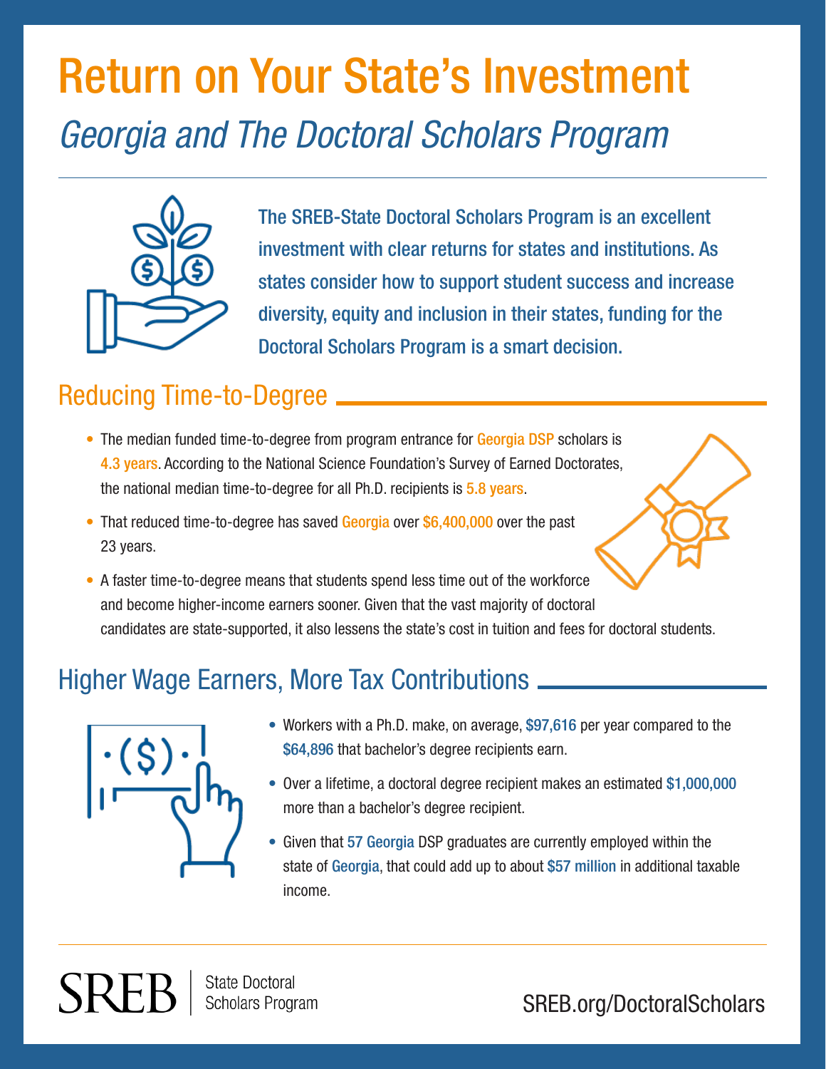# Return on Your State's Investment

## *Georgia and The Doctoral Scholars Program*

The SREB-State Doctoral Scholars Program is an excellent investment with clear returns for states and institutions. As states consider how to support student success and increase diversity, equity and inclusion in their states, funding for the Doctoral Scholars Program is a smart decision.

## Reducing Time-to-Degree

- The median funded time-to-degree from program entrance for Georgia DSP scholars is 4.3 years. According to the National Science Foundation's Survey of Earned Doctorates, the national median time-to-degree for all Ph.D. recipients is 5.8 years.
- That reduced time-to-degree has saved Georgia over $6,400,000 over the past 23 years.
- A faster time-to-degree means that students spend less time out of the workforce and become higher-income earners sooner. Given that the vast majority of doctoral candidates are state-supported, it also lessens the state's cost in tuition and fees for doctoral students.

## Higher Wage Earners, More Tax Contributions

- Workers with a Ph.D. make, on average, $97,616 per year compared to the $64,896 that bachelor's degree recipients earn.
- Over a lifetime, a doctoral degree recipient makes an estimated $1,000,000 more than a bachelor's degree recipient.
- Given that 57 Georgia DSP graduates are currently employed within the state of Georgia, that could add up to about $57 million in additional taxable income.

SREB | State Doctoral Scholars Program

SREB.org/DoctoralScholars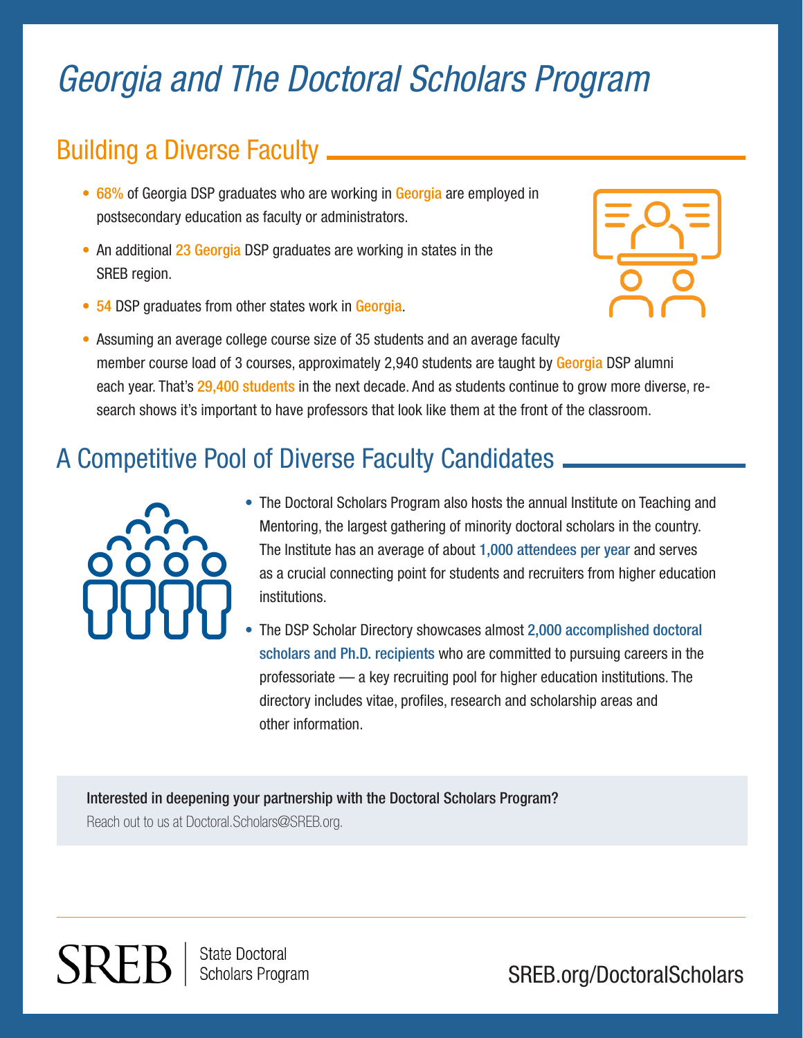# Georgia and The Doctoral Scholars Program

## Building a Diverse Faculty

- 68% of Georgia DSP graduates who are working in Georgia are employed in postsecondary education as faculty or administrators.
- An additional 23 Georgia DSP graduates are working in states in the SREB region.
- 54 DSP graduates from other states work in Georgia.
- Assuming an average college course size of 35 students and an average faculty member course load of 3 courses, approximately 2,940 students are taught by Georgia DSP alumni each year. That's 29,400 students in the next decade. And as students continue to grow more diverse, research shows it's important to have professors that look like them at the front of the classroom.

## A Competitive Pool of Diverse Faculty Candidates

- The Doctoral Scholars Program also hosts the annual Institute on Teaching and Mentoring, the largest gathering of minority doctoral scholars in the country. The Institute has an average of about 1,000 attendees per year and serves as a crucial connecting point for students and recruiters from higher education institutions.
- The DSP Scholar Directory showcases almost 2,000 accomplished doctoral scholars and Ph.D. recipients who are committed to pursuing careers in the professoriate — a key recruiting pool for higher education institutions. The directory includes vitae, profiles, research and scholarship areas and other information.

**Interested in deepening your partnership with the Doctoral Scholars Program?**

Reach out to us at Doctoral.Scholars@SREB.org.

SREB | State Doctoral Scholars Program

SREB.org/DoctoralScholars